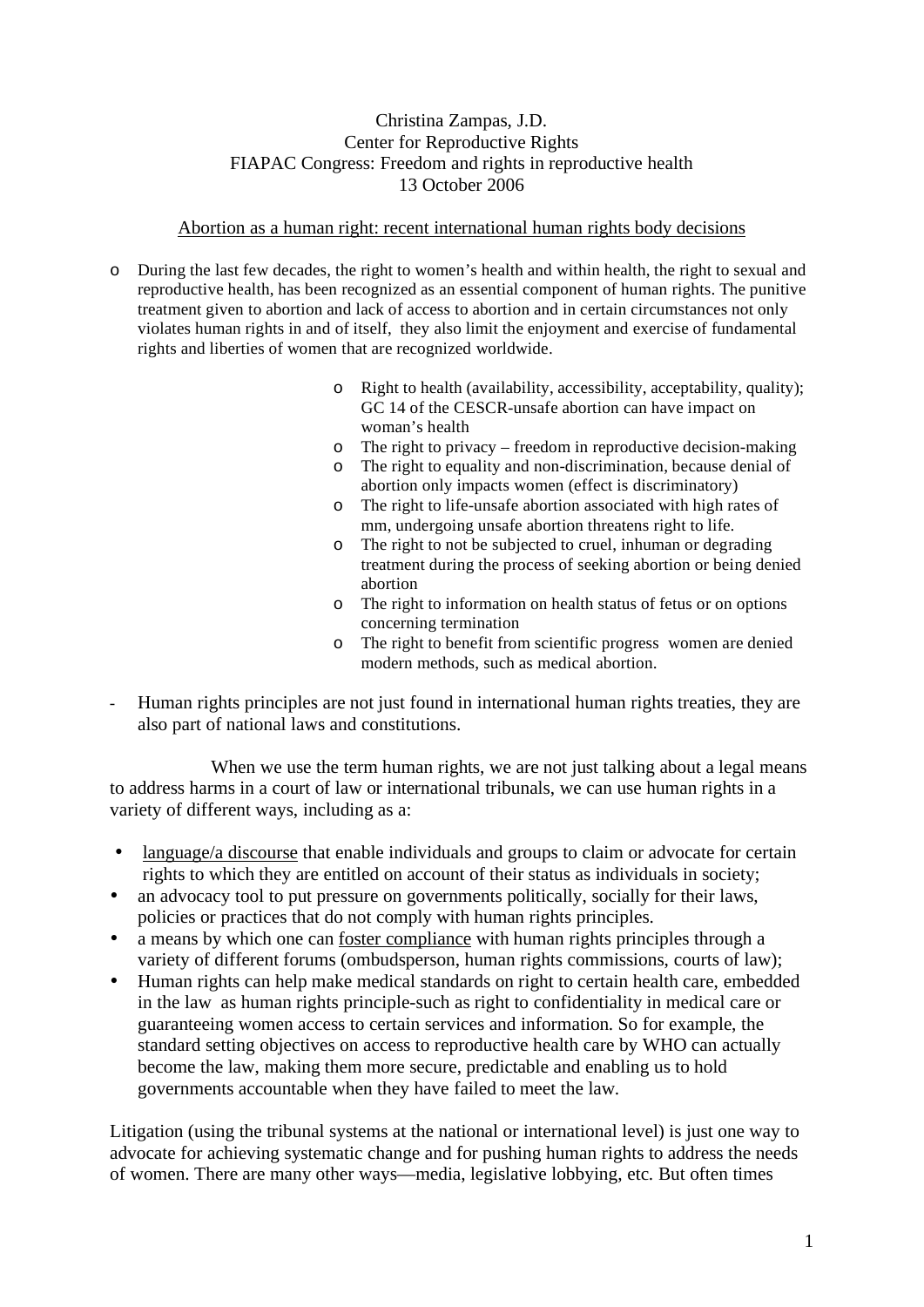Christina Zampas, J.D.
Center for Reproductive Rights
FIAPAC Congress: Freedom and rights in reproductive health
13 October 2006

Abortion as a human right: recent international human rights body decisions

- During the last few decades, the right to women's health and within health, the right to sexual and reproductive health, has been recognized as an essential component of human rights. The punitive treatment given to abortion and lack of access to abortion and in certain circumstances not only violates human rights in and of itself, they also limit the enjoyment and exercise of fundamental rights and liberties of women that are recognized worldwide.
  - Right to health (availability, accessibility, acceptability, quality); GC 14 of the CESCR-unsafe abortion can have impact on woman's health
  - The right to privacy – freedom in reproductive decision-making
  - The right to equality and non-discrimination, because denial of abortion only impacts women (effect is discriminatory)
  - The right to life-unsafe abortion associated with high rates of mm, undergoing unsafe abortion threatens right to life.
  - The right to not be subjected to cruel, inhuman or degrading treatment during the process of seeking abortion or being denied abortion
  - The right to information on health status of fetus or on options concerning termination
  - The right to benefit from scientific progress women are denied modern methods, such as medical abortion.

- Human rights principles are not just found in international human rights treaties, they are also part of national laws and constitutions.

When we use the term human rights, we are not just talking about a legal means to address harms in a court of law or international tribunals, we can use human rights in a variety of different ways, including as a:

- language/a discourse that enable individuals and groups to claim or advocate for certain rights to which they are entitled on account of their status as individuals in society;
- an advocacy tool to put pressure on governments politically, socially for their laws, policies or practices that do not comply with human rights principles.
- a means by which one can foster compliance with human rights principles through a variety of different forums (ombudsperson, human rights commissions, courts of law);
- Human rights can help make medical standards on right to certain health care, embedded in the law as human rights principle-such as right to confidentiality in medical care or guaranteeing women access to certain services and information. So for example, the standard setting objectives on access to reproductive health care by WHO can actually become the law, making them more secure, predictable and enabling us to hold governments accountable when they have failed to meet the law.

Litigation (using the tribunal systems at the national or international level) is just one way to advocate for achieving systematic change and for pushing human rights to address the needs of women. There are many other ways—media, legislative lobbying, etc. But often times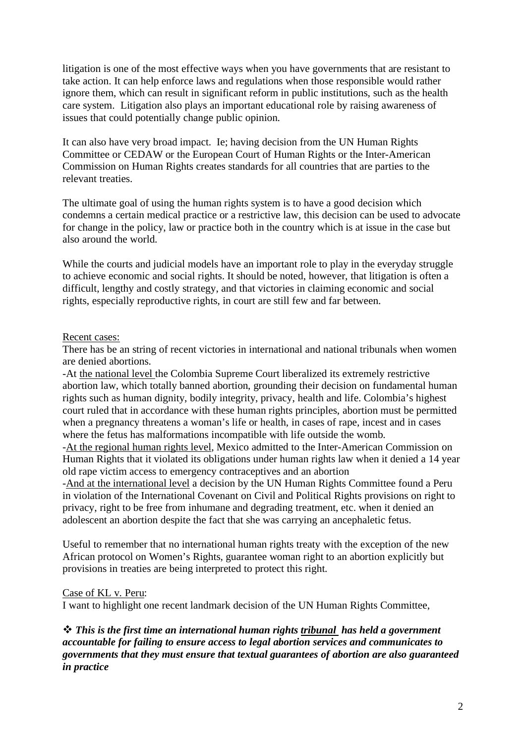litigation is one of the most effective ways when you have governments that are resistant to take action. It can help enforce laws and regulations when those responsible would rather ignore them, which can result in significant reform in public institutions, such as the health care system. Litigation also plays an important educational role by raising awareness of issues that could potentially change public opinion.

It can also have very broad impact. Ie; having decision from the UN Human Rights Committee or CEDAW or the European Court of Human Rights or the Inter-American Commission on Human Rights creates standards for all countries that are parties to the relevant treaties.

The ultimate goal of using the human rights system is to have a good decision which condemns a certain medical practice or a restrictive law, this decision can be used to advocate for change in the policy, law or practice both in the country which is at issue in the case but also around the world.

While the courts and judicial models have an important role to play in the everyday struggle to achieve economic and social rights. It should be noted, however, that litigation is often a difficult, lengthy and costly strategy, and that victories in claiming economic and social rights, especially reproductive rights, in court are still few and far between.

<u>Recent cases:</u>

There has be an string of recent victories in international and national tribunals when women are denied abortions.

-At <u>the national level</u> the Colombia Supreme Court liberalized its extremely restrictive abortion law, which totally banned abortion, grounding their decision on fundamental human rights such as human dignity, bodily integrity, privacy, health and life. Colombia's highest court ruled that in accordance with these human rights principles, abortion must be permitted when a pregnancy threatens a woman's life or health, in cases of rape, incest and in cases where the fetus has malformations incompatible with life outside the womb.

-<u>At the regional human rights level</u>, Mexico admitted to the Inter-American Commission on Human Rights that it violated its obligations under human rights law when it denied a 14 year old rape victim access to emergency contraceptives and an abortion

-<u>And at the international level</u> a decision by the UN Human Rights Committee found a Peru in violation of the International Covenant on Civil and Political Rights provisions on right to privacy, right to be free from inhumane and degrading treatment, etc. when it denied an adolescent an abortion despite the fact that she was carrying an ancephaletic fetus.

Useful to remember that no international human rights treaty with the exception of the new African protocol on Women's Rights, guarantee woman right to an abortion explicitly but provisions in treaties are being interpreted to protect this right.

<u>Case of KL v. Peru</u>:

I want to highlight one recent landmark decision of the UN Human Rights Committee,

- ***This is the first time an international human rights <u>tribunal</u> has held a government accountable for failing to ensure access to legal abortion services and communicates to governments that they must ensure that textual guarantees of abortion are also guaranteed in practice***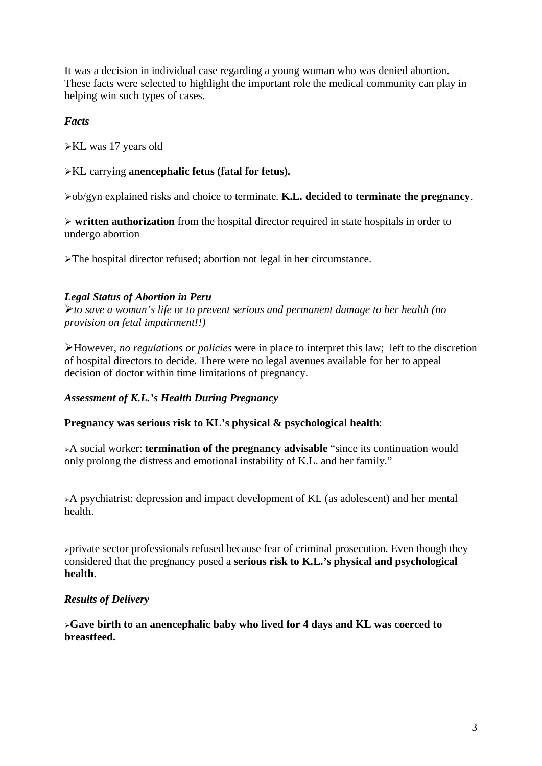It was a decision in individual case regarding a young woman who was denied abortion. These facts were selected to highlight the important role the medical community can play in helping win such types of cases.

***Facts***

- KL was 17 years old
- KL carrying **anencephalic fetus (fatal for fetus).**
- ob/gyn explained risks and choice to terminate. **K.L. decided to terminate the pregnancy**.
- **written authorization** from the hospital director required in state hospitals in order to undergo abortion
- The hospital director refused; abortion not legal in her circumstance.

***Legal Status of Abortion in Peru***

- *to save a woman's life* or *to prevent serious and permanent damage to her health (no provision on fetal impairment!!)*
- However, *no regulations or policies* were in place to interpret this law; left to the discretion of hospital directors to decide. There were no legal avenues available for her to appeal decision of doctor within time limitations of pregnancy.

***Assessment of K.L.'s Health During Pregnancy***

**Pregnancy was serious risk to KL's physical & psychological health**:

- A social worker: **termination of the pregnancy advisable** "since its continuation would only prolong the distress and emotional instability of K.L. and her family."
- A psychiatrist: depression and impact development of KL (as adolescent) and her mental health.
- private sector professionals refused because fear of criminal prosecution. Even though they considered that the pregnancy posed a **serious risk to K.L.'s physical and psychological health**.

***Results of Delivery***

- **Gave birth to an anencephalic baby who lived for 4 days and KL was coerced to breastfeed.**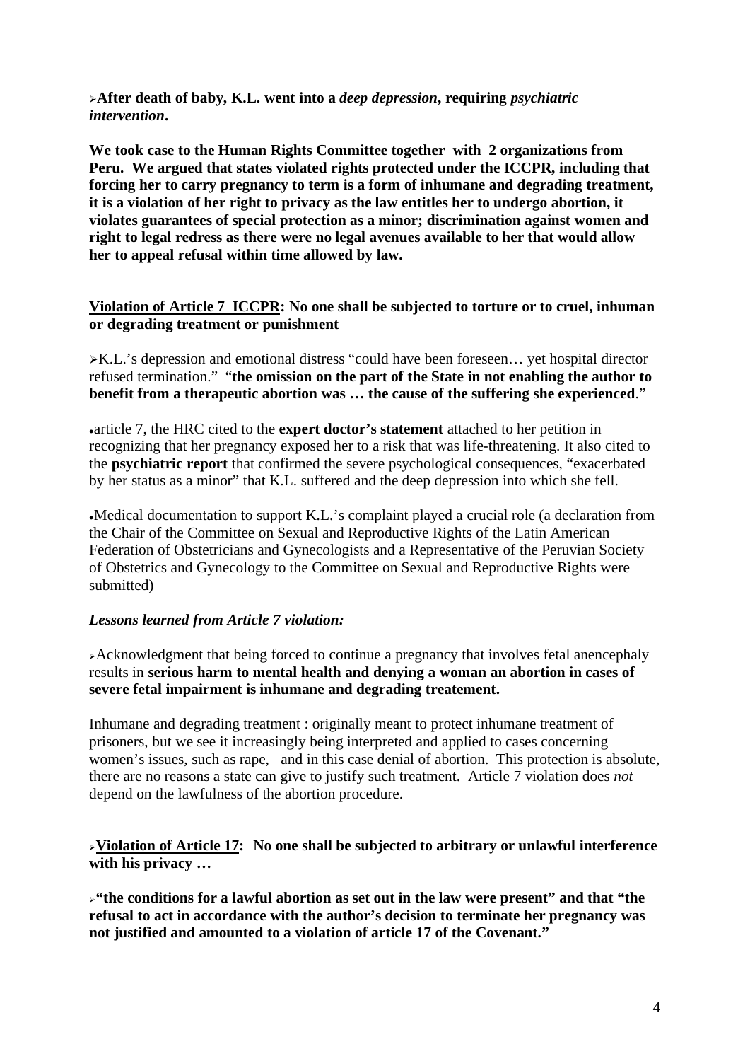- **After death of baby, K.L. went into a *deep depression*, requiring *psychiatric intervention*.**

**We took case to the Human Rights Committee together with 2 organizations from Peru. We argued that states violated rights protected under the ICCPR, including that forcing her to carry pregnancy to term is a form of inhumane and degrading treatment, it is a violation of her right to privacy as the law entitles her to undergo abortion, it violates guarantees of special protection as a minor; discrimination against women and right to legal redress as there were no legal avenues available to her that would allow her to appeal refusal within time allowed by law.**

**<u>Violation of Article 7 ICCPR</u>: No one shall be subjected to torture or to cruel, inhuman or degrading treatment or punishment**

- K.L.'s depression and emotional distress "could have been foreseen… yet hospital director refused termination." "**the omission on the part of the State in not enabling the author to benefit from a therapeutic abortion was … the cause of the suffering she experienced**."

- article 7, the HRC cited to the **expert doctor's statement** attached to her petition in recognizing that her pregnancy exposed her to a risk that was life-threatening. It also cited to the **psychiatric report** that confirmed the severe psychological consequences, "exacerbated by her status as a minor" that K.L. suffered and the deep depression into which she fell.

- Medical documentation to support K.L.'s complaint played a crucial role (a declaration from the Chair of the Committee on Sexual and Reproductive Rights of the Latin American Federation of Obstetricians and Gynecologists and a Representative of the Peruvian Society of Obstetrics and Gynecology to the Committee on Sexual and Reproductive Rights were submitted)

***Lessons learned from Article 7 violation:***

- Acknowledgment that being forced to continue a pregnancy that involves fetal anencephaly results in **serious harm to mental health and denying a woman an abortion in cases of severe fetal impairment is inhumane and degrading treatement.**

Inhumane and degrading treatment : originally meant to protect inhumane treatment of prisoners, but we see it increasingly being interpreted and applied to cases concerning women's issues, such as rape, and in this case denial of abortion. This protection is absolute, there are no reasons a state can give to justify such treatment. Article 7 violation does *not* depend on the lawfulness of the abortion procedure.

- **<u>Violation of Article 17</u>: No one shall be subjected to arbitrary or unlawful interference with his privacy …**

- **"the conditions for a lawful abortion as set out in the law were present" and that "the refusal to act in accordance with the author's decision to terminate her pregnancy was not justified and amounted to a violation of article 17 of the Covenant."**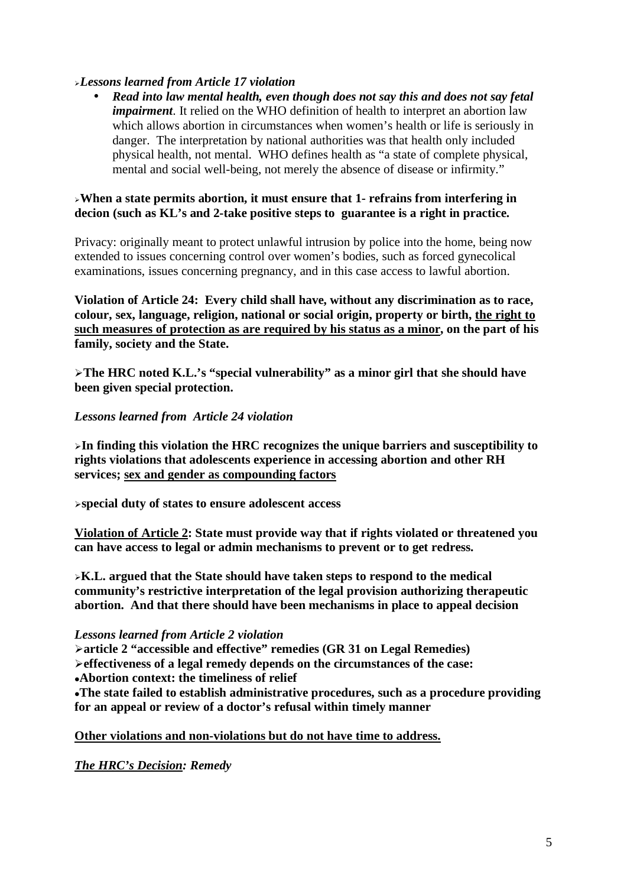- ***Lessons learned from Article 17 violation***
  - ***Read into law mental health, even though does not say this and does not say fetal impairment***. It relied on the WHO definition of health to interpret an abortion law which allows abortion in circumstances when women's health or life is seriously in danger. The interpretation by national authorities was that health only included physical health, not mental. WHO defines health as "a state of complete physical, mental and social well-being, not merely the absence of disease or infirmity."

- **When a state permits abortion, it must ensure that 1- refrains from interfering in decion (such as KL's and 2-take positive steps to guarantee is a right in practice.**

Privacy: originally meant to protect unlawful intrusion by police into the home, being now extended to issues concerning control over women's bodies, such as forced gynecolical examinations, issues concerning pregnancy, and in this case access to lawful abortion.

**Violation of Article 24: Every child shall have, without any discrimination as to race, colour, sex, language, religion, national or social origin, property or birth, <u>the right to such measures of protection as are required by his status as a minor</u>, on the part of his family, society and the State.**

- **The HRC noted K.L.'s "special vulnerability" as a minor girl that she should have been given special protection.**

***Lessons learned from Article 24 violation***

- **In finding this violation the HRC recognizes the unique barriers and susceptibility to rights violations that adolescents experience in accessing abortion and other RH services; <u>sex and gender as compounding factors</u>**

- **special duty of states to ensure adolescent access**

**<u>Violation of Article 2</u>: State must provide way that if rights violated or threatened you can have access to legal or admin mechanisms to prevent or to get redress.**

- **K.L. argued that the State should have taken steps to respond to the medical community's restrictive interpretation of the legal provision authorizing therapeutic abortion. And that there should have been mechanisms in place to appeal decision**

***Lessons learned from Article 2 violation***

- **article 2 "accessible and effective" remedies (GR 31 on Legal Remedies)**
- **effectiveness of a legal remedy depends on the circumstances of the case:**
  - **Abortion context: the timeliness of relief**
  - **The state failed to establish administrative procedures, such as a procedure providing for an appeal or review of a doctor's refusal within timely manner**

**<u>Other violations and non-violations but do not have time to address.</u>**

***<u>The HRC's Decision</u>: Remedy***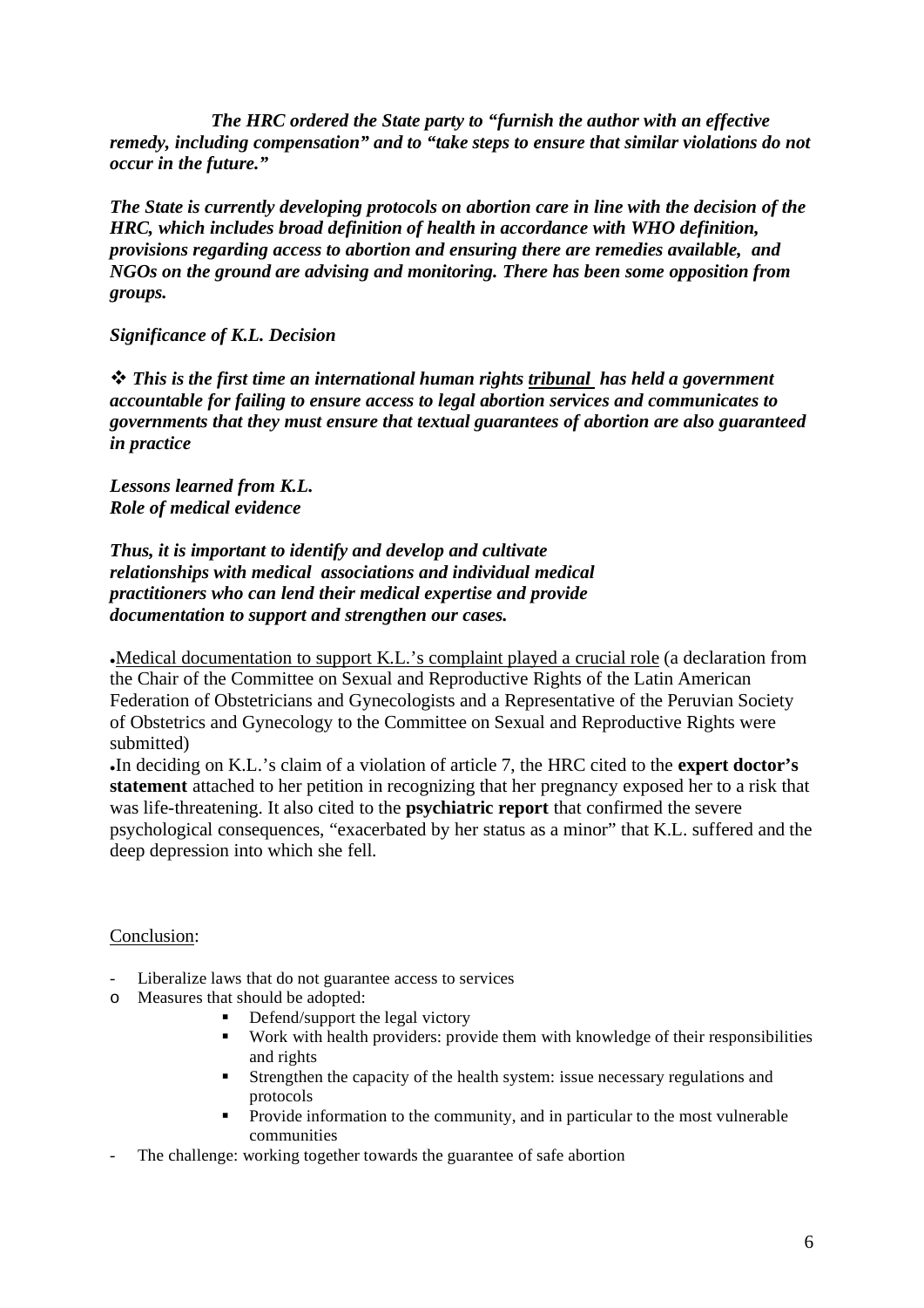***The HRC ordered the State party to "furnish the author with an effective remedy, including compensation" and to "take steps to ensure that similar violations do not occur in the future."***

***The State is currently developing protocols on abortion care in line with the decision of the HRC, which includes broad definition of health in accordance with WHO definition, provisions regarding access to abortion and ensuring there are remedies available, and NGOs on the ground are advising and monitoring. There has been some opposition from groups.***

***Significance of K.L. Decision***

- ***This is the first time an international human rights <u>tribunal</u> has held a government accountable for failing to ensure access to legal abortion services and communicates to governments that they must ensure that textual guarantees of abortion are also guaranteed in practice***

***Lessons learned from K.L.***
***Role of medical evidence***

***Thus, it is important to identify and develop and cultivate relationships with medical associations and individual medical practitioners who can lend their medical expertise and provide documentation to support and strengthen our cases.***

- <u>Medical documentation to support K.L.'s complaint played a crucial role</u> (a declaration from the Chair of the Committee on Sexual and Reproductive Rights of the Latin American Federation of Obstetricians and Gynecologists and a Representative of the Peruvian Society of Obstetrics and Gynecology to the Committee on Sexual and Reproductive Rights were submitted)
- In deciding on K.L.'s claim of a violation of article 7, the HRC cited to the **expert doctor's statement** attached to her petition in recognizing that her pregnancy exposed her to a risk that was life-threatening. It also cited to the **psychiatric report** that confirmed the severe psychological consequences, "exacerbated by her status as a minor" that K.L. suffered and the deep depression into which she fell.

<u>Conclusion</u>:

- Liberalize laws that do not guarantee access to services
  - Measures that should be adopted:
    - Defend/support the legal victory
    - Work with health providers: provide them with knowledge of their responsibilities and rights
    - Strengthen the capacity of the health system: issue necessary regulations and protocols
    - Provide information to the community, and in particular to the most vulnerable communities
- The challenge: working together towards the guarantee of safe abortion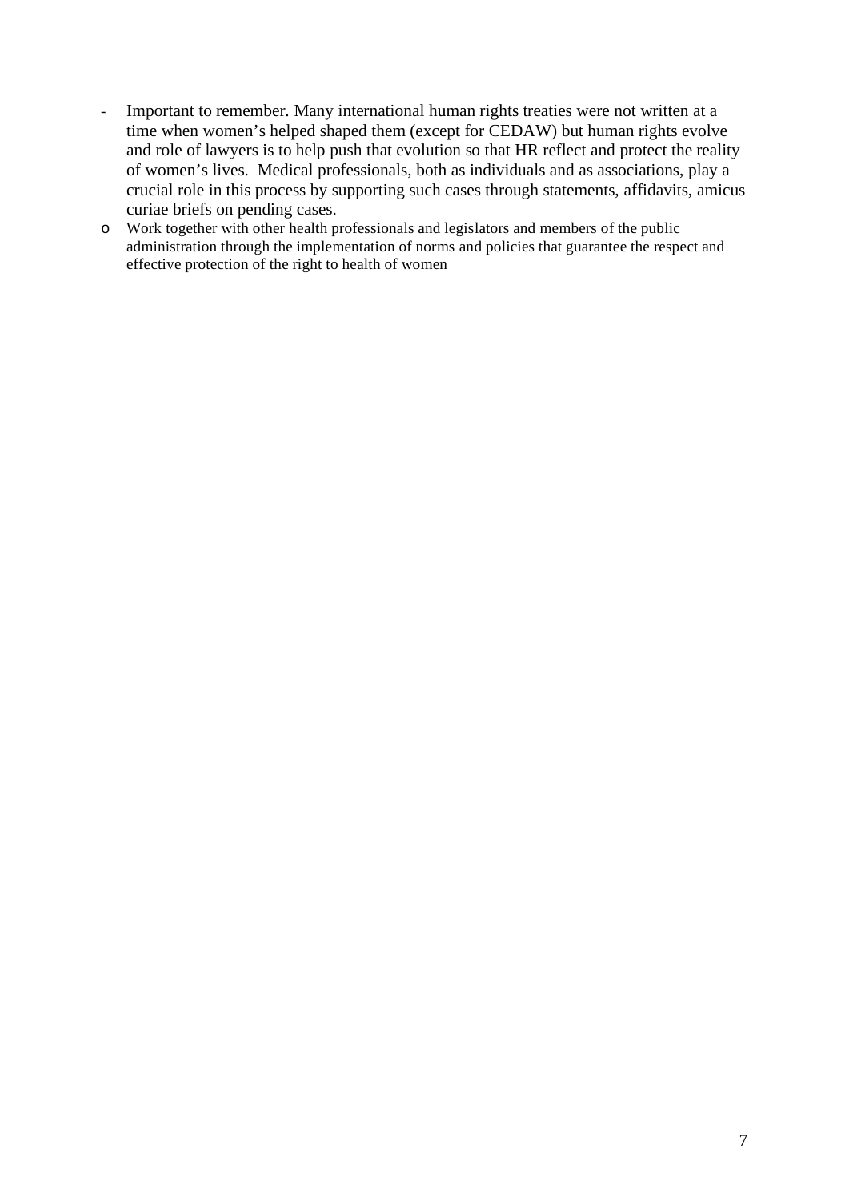- Important to remember. Many international human rights treaties were not written at a time when women's helped shaped them (except for CEDAW) but human rights evolve and role of lawyers is to help push that evolution so that HR reflect and protect the reality of women's lives. Medical professionals, both as individuals and as associations, play a crucial role in this process by supporting such cases through statements, affidavits, amicus curiae briefs on pending cases.
  - Work together with other health professionals and legislators and members of the public administration through the implementation of norms and policies that guarantee the respect and effective protection of the right to health of women